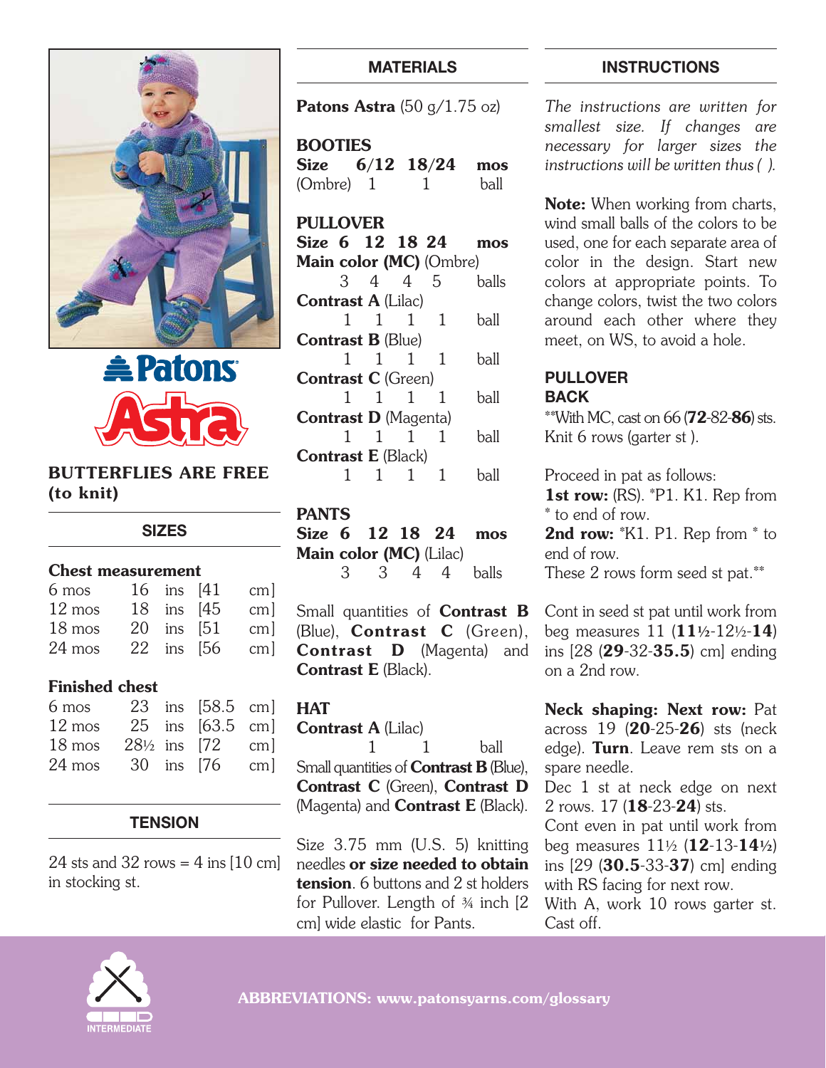Patons Astra

# BUTTERFLIES ARE FREE (to knit)

## SIZES

**Chest measurement**

| | | | | |
|---|---|---|---|---|
| 6 mos | 16 | ins | [41 | cm] |
| 12 mos | 18 | ins | [45 | cm] |
| 18 mos | 20 | ins | [51 | cm] |
| 24 mos | 22 | ins | [56 | cm] |

**Finished chest**

| | | | | |
|---|---|---|---|---|
| 6 mos | 23 | ins | [58.5 | cm] |
| 12 mos | 25 | ins | [63.5 | cm] |
| 18 mos | 28½ | ins | [72 | cm] |
| 24 mos | 30 | ins | [76 | cm] |

## TENSION

24 sts and 32 rows = 4 ins [10 cm] in stocking st.

## MATERIALS

**Patons Astra** (50 g/1.75 oz)

**BOOTIES**

| **Size** | **6/12** | **18/24** | **mos** |
|---|---|---|---|
| (Ombre) | 1 | 1 | ball |

**PULLOVER**

| **Size** | **6** | **12** | **18** | **24** | **mos** |
|---|---|---|---|---|---|
| **Main color (MC)** (Ombre) | 3 | 4 | 4 | 5 | balls |
| **Contrast A** (Lilac) | 1 | 1 | 1 | 1 | ball |
| **Contrast B** (Blue) | 1 | 1 | 1 | 1 | ball |
| **Contrast C** (Green) | 1 | 1 | 1 | 1 | ball |
| **Contrast D** (Magenta) | 1 | 1 | 1 | 1 | ball |
| **Contrast E** (Black) | 1 | 1 | 1 | 1 | ball |

**PANTS**

| **Size** | **6** | **12** | **18** | **24** | **mos** |
|---|---|---|---|---|---|
| **Main color (MC)** (Lilac) | 3 | 3 | 4 | 4 | balls |

Small quantities of **Contrast B** (Blue), **Contrast C** (Green), **Contrast D** (Magenta) and **Contrast E** (Black).

**HAT**

| | | | |
|---|---|---|---|
| **Contrast A** (Lilac) | 1 | 1 | ball |

Small quantities of **Contrast B** (Blue), **Contrast C** (Green), **Contrast D** (Magenta) and **Contrast E** (Black).

Size 3.75 mm (U.S. 5) knitting needles **or size needed to obtain tension**. 6 buttons and 2 st holders for Pullover. Length of ¾ inch [2 cm] wide elastic for Pants.

## INSTRUCTIONS

*The instructions are written for smallest size. If changes are necessary for larger sizes the instructions will be written thus ( ).*

**Note:** When working from charts, wind small balls of the colors to be used, one for each separate area of color in the design. Start new colors at appropriate points. To change colors, twist the two colors around each other where they meet, on WS, to avoid a hole.

### PULLOVER

**BACK**

**With MC, cast on 66 (**72**-82-**86**) sts. Knit 6 rows (garter st ).

Proceed in pat as follows:

**1st row:** (RS). *P1. K1. Rep from * to end of row.

**2nd row:** *K1. P1. Rep from * to end of row.

These 2 rows form seed st pat.**

Cont in seed st pat until work from beg measures 11 (**11½**-12½-**14**) ins [28 (**29**-32-**35.5**) cm] ending on a 2nd row.

**Neck shaping: Next row:** Pat across 19 (**20**-25-**26**) sts (neck edge). **Turn**. Leave rem sts on a spare needle.

Dec 1 st at neck edge on next 2 rows. 17 (**18**-23-**24**) sts.

Cont even in pat until work from beg measures 11½ (**12**-13-**14½**) ins [29 (**30.5**-33-**37**) cm] ending with RS facing for next row.

With A, work 10 rows garter st. Cast off.

INTERMEDIATE

ABBREVIATIONS: www.patonsyarns.com/glossary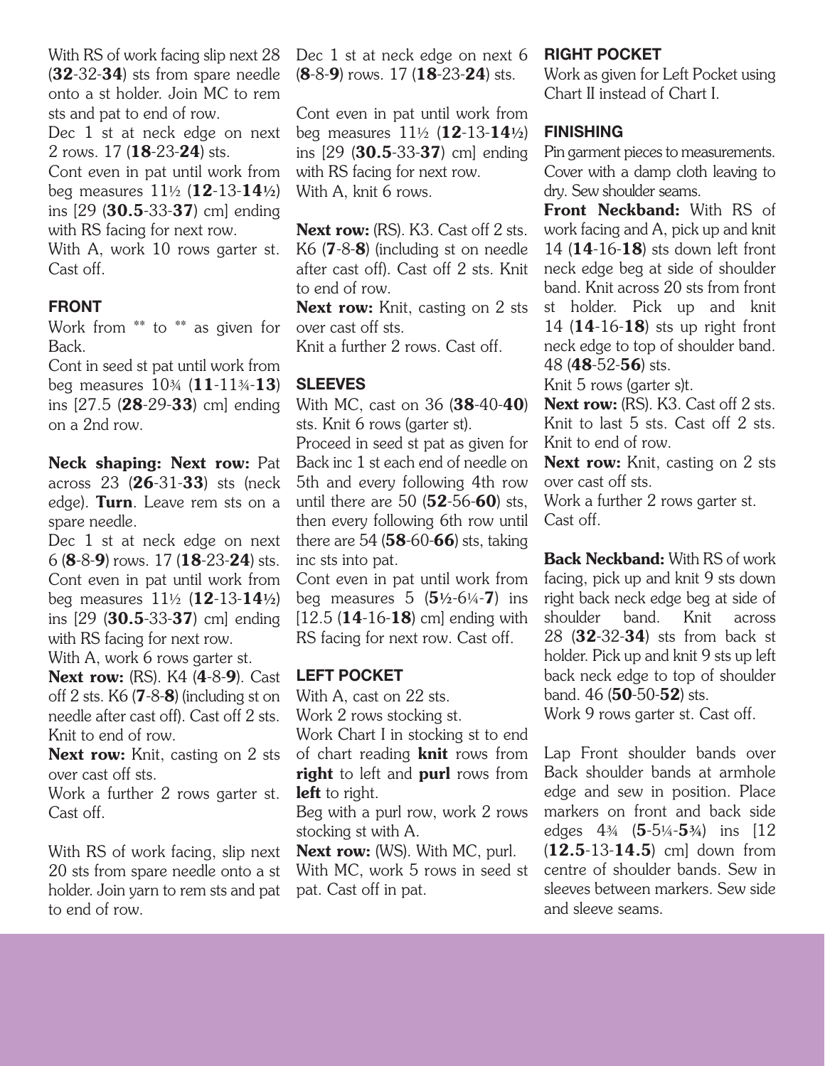With RS of work facing slip next 28 (**32**-32-**34**) sts from spare needle onto a st holder. Join MC to rem sts and pat to end of row.

Dec 1 st at neck edge on next 2 rows. 17 (**18**-23-**24**) sts.

Cont even in pat until work from beg measures 11½ (**12**-13-**14½**) ins [29 (**30.5**-33-**37**) cm] ending with RS facing for next row.

With A, work 10 rows garter st. Cast off.

### FRONT

Work from ** to ** as given for Back.

Cont in seed st pat until work from beg measures 10¾ (**11**-11¾-**13**) ins [27.5 (**28**-29-**33**) cm] ending on a 2nd row.

**Neck shaping: Next row:** Pat across 23 (**26**-31-**33**) sts (neck edge). **Turn**. Leave rem sts on a spare needle.

Dec 1 st at neck edge on next 6 (**8**-8-**9**) rows. 17 (**18**-23-**24**) sts.

Cont even in pat until work from beg measures 11½ (**12**-13-**14½**) ins [29 (**30.5**-33-**37**) cm] ending with RS facing for next row.

With A, work 6 rows garter st.

**Next row:** (RS). K4 (**4**-8-**9**). Cast off 2 sts. K6 (**7**-8-**8**) (including st on needle after cast off). Cast off 2 sts. Knit to end of row.

**Next row:** Knit, casting on 2 sts over cast off sts.

Work a further 2 rows garter st. Cast off.

With RS of work facing, slip next 20 sts from spare needle onto a st holder. Join yarn to rem sts and pat to end of row.

Dec 1 st at neck edge on next 6 (**8**-8-**9**) rows. 17 (**18**-23-**24**) sts.

Cont even in pat until work from beg measures 11½ (**12**-13-**14½**) ins [29 (**30.5**-33-**37**) cm] ending with RS facing for next row.

With A, knit 6 rows.

**Next row:** (RS). K3. Cast off 2 sts. K6 (**7**-8-**8**) (including st on needle after cast off). Cast off 2 sts. Knit to end of row.

**Next row:** Knit, casting on 2 sts over cast off sts.

Knit a further 2 rows. Cast off.

### SLEEVES

With MC, cast on 36 (**38**-40-**40**) sts. Knit 6 rows (garter st).

Proceed in seed st pat as given for Back inc 1 st each end of needle on 5th and every following 4th row until there are 50 (**52**-56-**60**) sts, then every following 6th row until there are 54 (**58**-60-**66**) sts, taking inc sts into pat.

Cont even in pat until work from beg measures 5 (**5½**-6¼-**7**) ins [12.5 (**14**-16-**18**) cm] ending with RS facing for next row. Cast off.

### LEFT POCKET

With A, cast on 22 sts.

Work 2 rows stocking st.

Work Chart I in stocking st to end of chart reading **knit** rows from **right** to left and **purl** rows from **left** to right.

Beg with a purl row, work 2 rows stocking st with A.

**Next row:** (WS). With MC, purl.

With MC, work 5 rows in seed st pat. Cast off in pat.

### RIGHT POCKET

Work as given for Left Pocket using Chart II instead of Chart I.

### FINISHING

Pin garment pieces to measurements. Cover with a damp cloth leaving to dry. Sew shoulder seams.

**Front Neckband:** With RS of work facing and A, pick up and knit 14 (**14**-16-**18**) sts down left front neck edge beg at side of shoulder band. Knit across 20 sts from front st holder. Pick up and knit 14 (**14**-16-**18**) sts up right front neck edge to top of shoulder band. 48 (**48**-52-**56**) sts.

Knit 5 rows (garter s)t.

**Next row:** (RS). K3. Cast off 2 sts. Knit to last 5 sts. Cast off 2 sts. Knit to end of row.

**Next row:** Knit, casting on 2 sts over cast off sts.

Work a further 2 rows garter st. Cast off.

**Back Neckband:** With RS of work facing, pick up and knit 9 sts down right back neck edge beg at side of shoulder band. Knit across 28 (**32**-32-**34**) sts from back st holder. Pick up and knit 9 sts up left back neck edge to top of shoulder band. 46 (**50**-50-**52**) sts.

Work 9 rows garter st. Cast off.

Lap Front shoulder bands over Back shoulder bands at armhole edge and sew in position. Place markers on front and back side edges 4¾ (**5**-5¼-**5¾**) ins [12 (**12.5**-13-**14.5**) cm] down from centre of shoulder bands. Sew in sleeves between markers. Sew side and sleeve seams.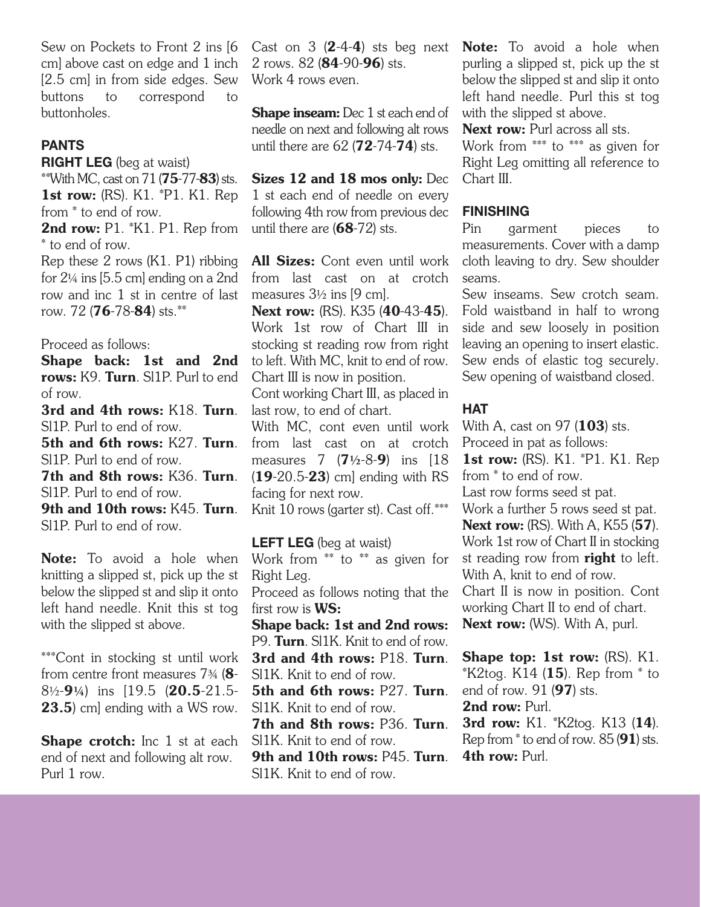Sew on Pockets to Front 2 ins [6 cm] above cast on edge and 1 inch [2.5 cm] in from side edges. Sew buttons to correspond to buttonholes.

## PANTS

### RIGHT LEG (beg at waist)

**With MC, cast on 71 (**75**-77-**83**) sts.

**1st row:** (RS). K1. *P1. K1. Rep from * to end of row.

**2nd row:** P1. *K1. P1. Rep from * to end of row.

Rep these 2 rows (K1. P1) ribbing for 2¼ ins [5.5 cm] ending on a 2nd row and inc 1 st in centre of last row. 72 (**76**-78-**84**) sts.**

Proceed as follows:

**Shape back: 1st and 2nd rows:** K9. **Turn**. Sl1P. Purl to end of row.

**3rd and 4th rows:** K18. **Turn**. Sl1P. Purl to end of row.

**5th and 6th rows:** K27. **Turn**. Sl1P. Purl to end of row.

**7th and 8th rows:** K36. **Turn**. Sl1P. Purl to end of row.

**9th and 10th rows:** K45. **Turn**. Sl1P. Purl to end of row.

**Note:** To avoid a hole when knitting a slipped st, pick up the st below the slipped st and slip it onto left hand needle. Knit this st tog with the slipped st above.

***Cont in stocking st until work from centre front measures 7¾ (**8**-8½-**9¼**) ins [19.5 (**20.5**-21.5-**23.5**) cm] ending with a WS row.

**Shape crotch:** Inc 1 st at each end of next and following alt row. Purl 1 row.

Cast on 3 (**2**-4-**4**) sts beg next 2 rows. 82 (**84**-90-**96**) sts.

Work 4 rows even.

**Shape inseam:** Dec 1 st each end of needle on next and following alt rows until there are 62 (**72**-74-**74**) sts.

**Sizes 12 and 18 mos only:** Dec 1 st each end of needle on every following 4th row from previous dec until there are (**68**-72) sts.

**All Sizes:** Cont even until work from last cast on at crotch measures 3½ ins [9 cm].

**Next row:** (RS). K35 (**40**-43-**45**). Work 1st row of Chart III in stocking st reading row from right to left. With MC, knit to end of row. Chart III is now in position.

Cont working Chart III, as placed in last row, to end of chart.

With MC, cont even until work from last cast on at crotch measures 7 (**7½**-8-**9**) ins [18 (**19**-20.5-**23**) cm] ending with RS facing for next row.

Knit 10 rows (garter st). Cast off.***

### LEFT LEG (beg at waist)

Work from ** to ** as given for Right Leg.

Proceed as follows noting that the first row is **WS:**

**Shape back: 1st and 2nd rows:** P9. **Turn**. Sl1K. Knit to end of row.

**3rd and 4th rows:** P18. **Turn**. Sl1K. Knit to end of row.

**5th and 6th rows:** P27. **Turn**. Sl1K. Knit to end of row.

**7th and 8th rows:** P36. **Turn**. Sl1K. Knit to end of row.

**9th and 10th rows:** P45. **Turn**. Sl1K. Knit to end of row.

**Note:** To avoid a hole when purling a slipped st, pick up the st below the slipped st and slip it onto left hand needle. Purl this st tog with the slipped st above.

**Next row:** Purl across all sts.

Work from *** to *** as given for Right Leg omitting all reference to Chart III.

## FINISHING

Pin garment pieces to measurements. Cover with a damp cloth leaving to dry. Sew shoulder seams.

Sew inseams. Sew crotch seam. Fold waistband in half to wrong side and sew loosely in position leaving an opening to insert elastic. Sew ends of elastic tog securely. Sew opening of waistband closed.

## HAT

With A, cast on 97 (**103**) sts.

Proceed in pat as follows:

**1st row:** (RS). K1. *P1. K1. Rep from * to end of row.

Last row forms seed st pat.

Work a further 5 rows seed st pat.

**Next row:** (RS). With A, K55 (**57**). Work 1st row of Chart II in stocking st reading row from **right** to left. With A, knit to end of row.

Chart II is now in position. Cont working Chart II to end of chart.

**Next row:** (WS). With A, purl.

**Shape top: 1st row:** (RS). K1. *K2tog. K14 (**15**). Rep from * to end of row. 91 (**97**) sts.

**2nd row:** Purl.

**3rd row:** K1. *K2tog. K13 (**14**). Rep from * to end of row. 85 (**91**) sts.

**4th row:** Purl.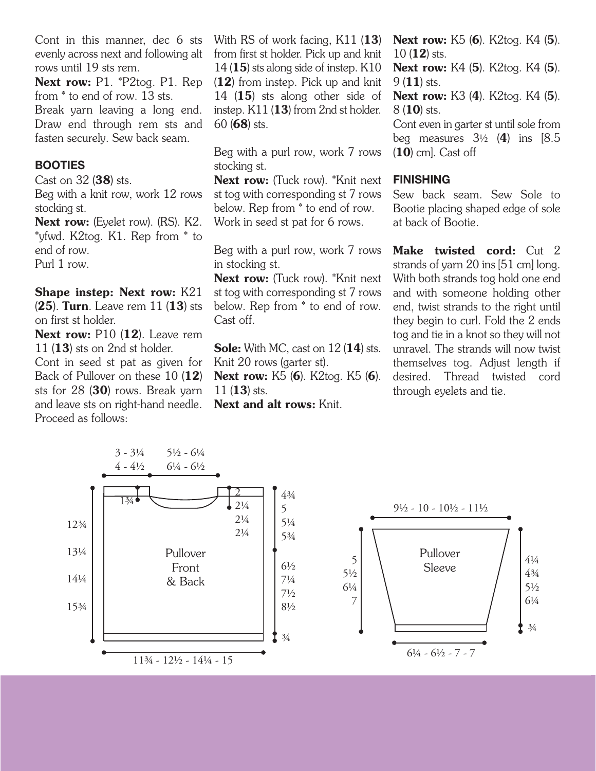Cont in this manner, dec 6 sts evenly across next and following alt rows until 19 sts rem.

**Next row:** P1. *P2tog. P1. Rep from * to end of row. 13 sts.

Break yarn leaving a long end. Draw end through rem sts and fasten securely. Sew back seam.

### BOOTIES

Cast on 32 (**38**) sts.

Beg with a knit row, work 12 rows stocking st.

**Next row:** (Eyelet row). (RS). K2. *yfwd. K2tog. K1. Rep from * to end of row.

Purl 1 row.

**Shape instep: Next row:** K21 (**25**). **Turn**. Leave rem 11 (**13**) sts on first st holder.

**Next row:** P10 (**12**). Leave rem 11 (**13**) sts on 2nd st holder.

Cont in seed st pat as given for Back of Pullover on these 10 (**12**) sts for 28 (**30**) rows. Break yarn and leave sts on right-hand needle. Proceed as follows:

With RS of work facing, K11 (**13**) from first st holder. Pick up and knit 14 (**15**) sts along side of instep. K10 (**12**) from instep. Pick up and knit 14 (**15**) sts along other side of instep. K11 (**13**) from 2nd st holder. 60 (**68**) sts.

Beg with a purl row, work 7 rows stocking st.

**Next row:** (Tuck row). *Knit next st tog with corresponding st 7 rows below. Rep from * to end of row.

Work in seed st pat for 6 rows.

Beg with a purl row, work 7 rows in stocking st.

**Next row:** (Tuck row). *Knit next st tog with corresponding st 7 rows below. Rep from * to end of row. Cast off.

**Sole:** With MC, cast on 12 (**14**) sts. Knit 20 rows (garter st).

**Next row:** K5 (**6**). K2tog. K5 (**6**). 11 (**13**) sts.

**Next and alt rows:** Knit.

**Next row:** K5 (**6**). K2tog. K4 (**5**). 10 (**12**) sts.

**Next row:** K4 (**5**). K2tog. K4 (**5**). 9 (**11**) sts.

**Next row:** K3 (**4**). K2tog. K4 (**5**). 8 (**10**) sts.

Cont even in garter st until sole from beg measures 3½ (**4**) ins [8.5 (**10**) cm]. Cast off

### FINISHING

Sew back seam. Sew Sole to Bootie placing shaped edge of sole at back of Bootie.

**Make twisted cord:** Cut 2 strands of yarn 20 ins [51 cm] long. With both strands tog hold one end and with someone holding other end, twist strands to the right until they begin to curl. Fold the 2 ends tog and tie in a knot so they will not unravel. The strands will now twist themselves tog. Adjust length if desired. Thread twisted cord through eyelets and tie.

**Pullover Front & Back** — Width: 11¾ - 12½ - 14¼ - 15; Length: 12¾ - 13¼ - 14¼ - 15¾; Shoulder: 3 - 3¼ / 4 - 4½; Neck: 5½ - 6¼ / 6¼ - 6½; Neck depth: 2 - 2¼ - 2¼ - 2¼; 1¾; Armhole: 4¾ - 5 - 5¼ - 5¾; Body: 6½ - 7¼ - 7½ - 8½; ¾

**Pullover Sleeve** — Top: 9½ - 10 - 10½ - 11½; Bottom: 6¼ - 6½ - 7 - 7; Length: 5 - 5½ - 6¼ - 7; 4¼ - 4¾ - 5½ - 6¼; ¾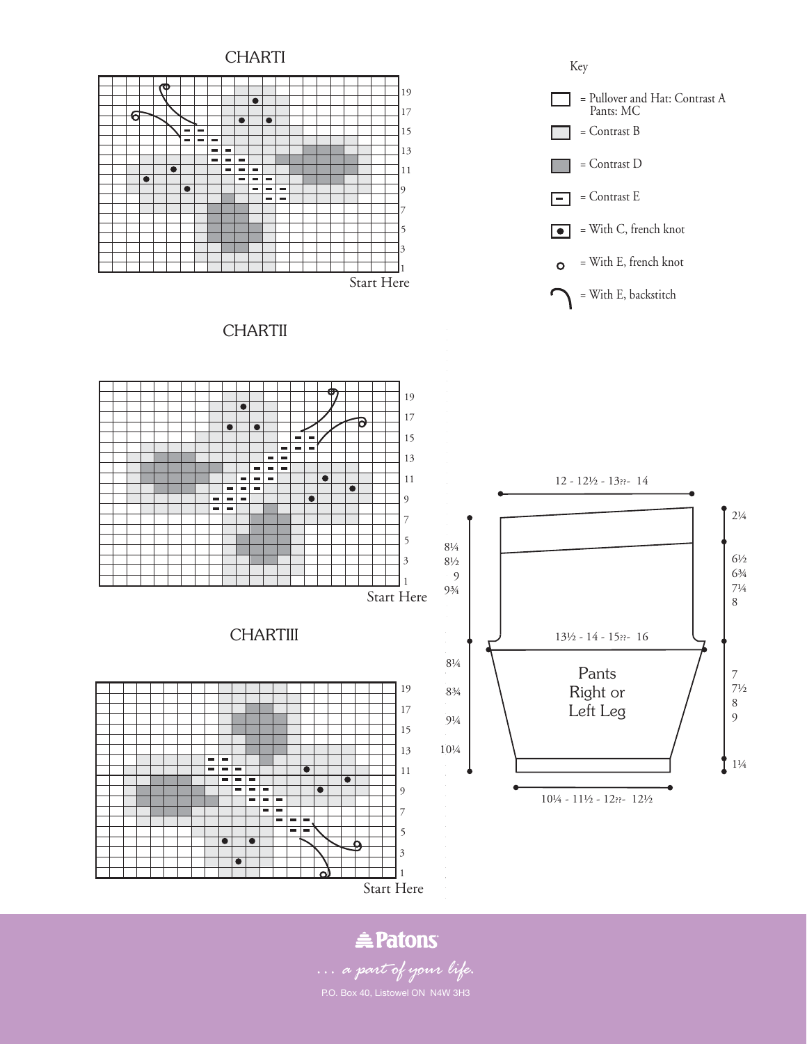CHARTI

19
17
15
13
11
9
7
5
3
1

Start Here

Key

= Pullover and Hat: Contrast A
Pants: MC

= Contrast B

= Contrast D

= Contrast E

= With C, french knot

= With E, french knot

= With E, backstitch

CHARTII

19
17
15
13
11
9
7
5
3
1

Start Here

CHARTIII

19
17
15
13
11
9
7
5
3
1

Start Here

12 - 12½ - 13??- 14

2¼

8¼
8½
9
9¾

6½
6¾
7¼
8

13½ - 14 - 15??- 16

Pants
Right or
Left Leg

8¼
8¾
9¼
10¼

7
7½
8
9

1¼

10¼ - 11½ - 12??- 12½

Patons

... a part of your life.

P.O. Box 40, Listowel ON N4W 3H3